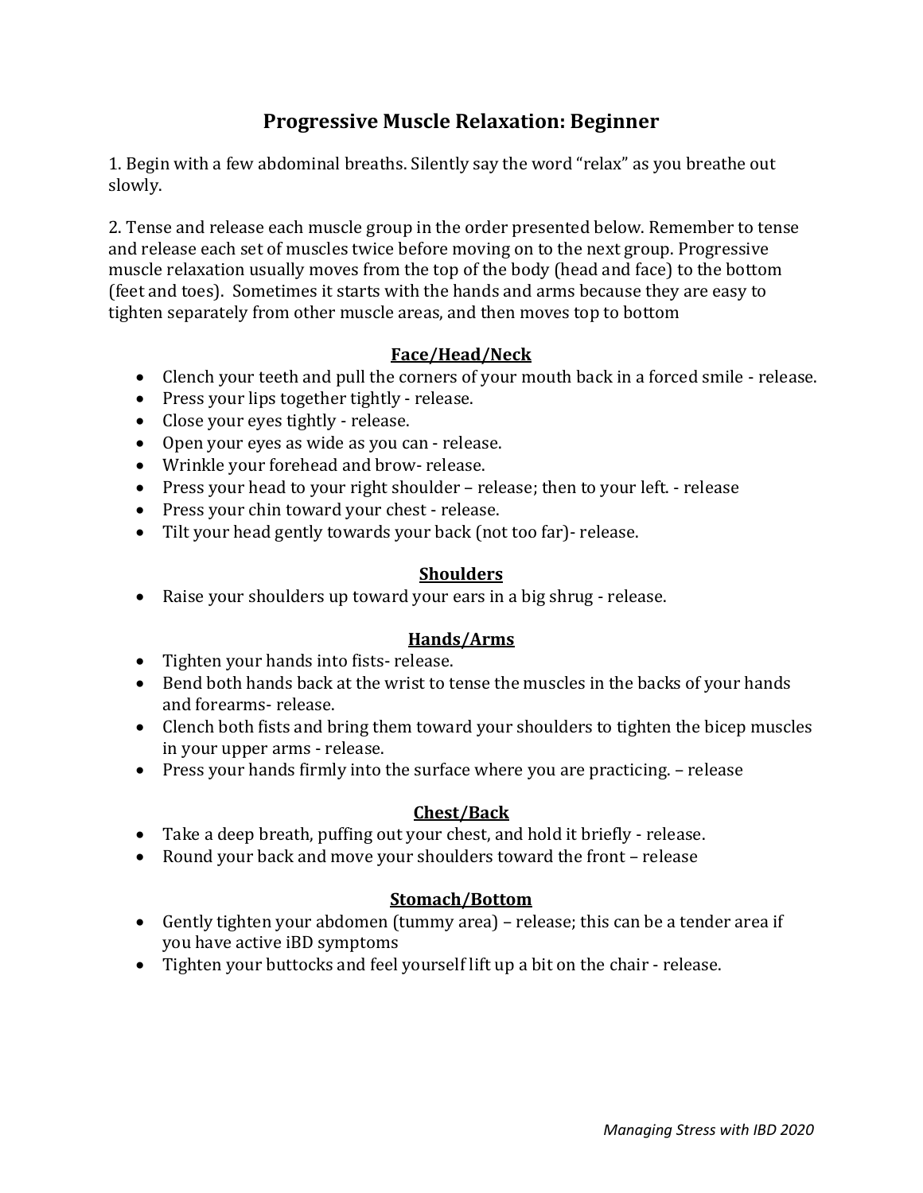# Progressive Muscle Relaxation: Beginner

1. Begin with a few abdominal breaths. Silently say the word "relax" as you breathe out slowly.

2. Tense and release each muscle group in the order presented below. Remember to tense and release each set of muscles twice before moving on to the next group. Progressive muscle relaxation usually moves from the top of the body (head and face) to the bottom (feet and toes). Sometimes it starts with the hands and arms because they are easy to tighten separately from other muscle areas, and then moves top to bottom

## Face/Head/Neck

- Clench your teeth and pull the corners of your mouth back in a forced smile - release.
- Press your lips together tightly - release.
- Close your eyes tightly - release.
- Open your eyes as wide as you can - release.
- Wrinkle your forehead and brow- release.
- Press your head to your right shoulder – release; then to your left. - release
- Press your chin toward your chest - release.
- Tilt your head gently towards your back (not too far)- release.

## Shoulders

- Raise your shoulders up toward your ears in a big shrug - release.

## Hands/Arms

- Tighten your hands into fists- release.
- Bend both hands back at the wrist to tense the muscles in the backs of your hands and forearms- release.
- Clench both fists and bring them toward your shoulders to tighten the bicep muscles in your upper arms - release.
- Press your hands firmly into the surface where you are practicing. – release

## Chest/Back

- Take a deep breath, puffing out your chest, and hold it briefly - release.
- Round your back and move your shoulders toward the front – release

## Stomach/Bottom

- Gently tighten your abdomen (tummy area) – release; this can be a tender area if you have active iBD symptoms
- Tighten your buttocks and feel yourself lift up a bit on the chair - release.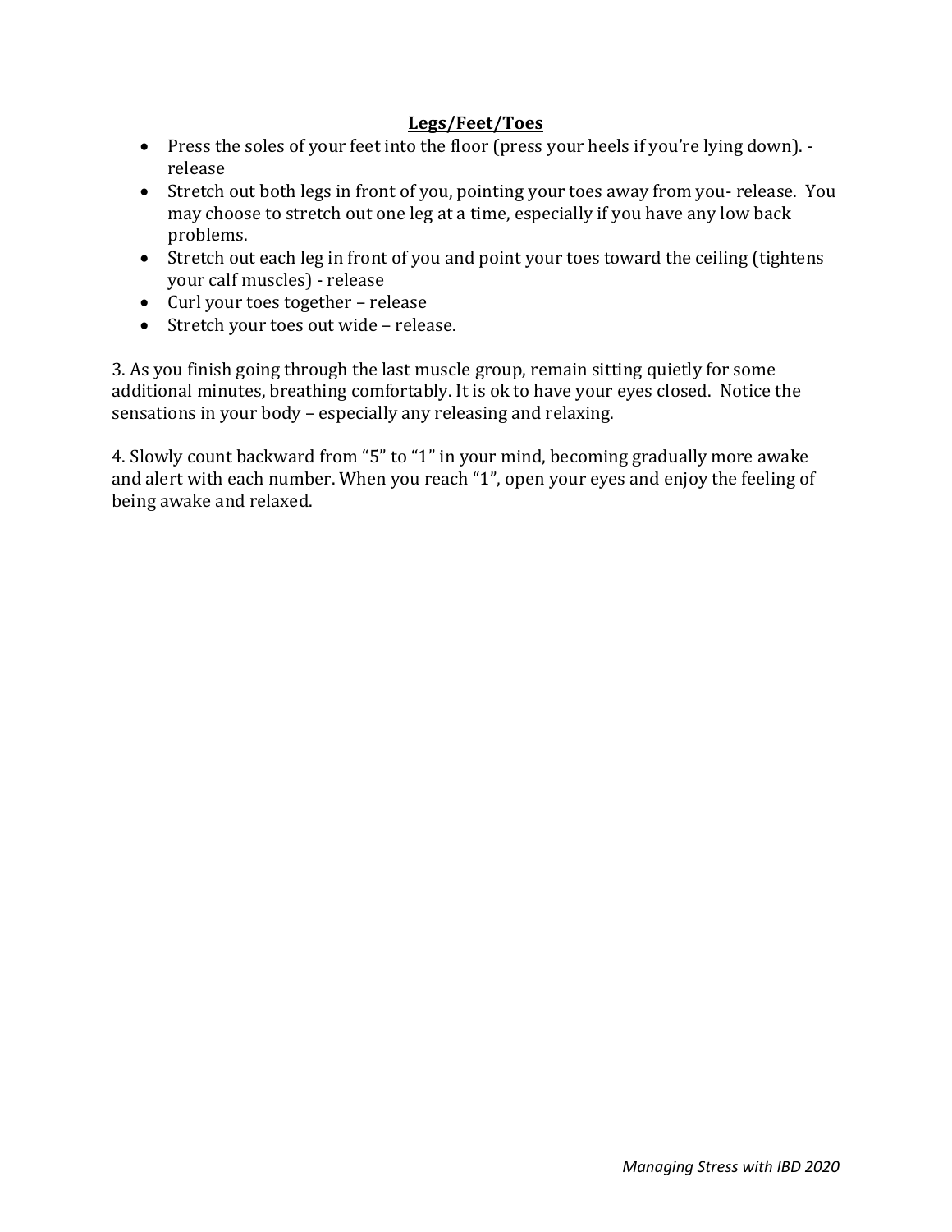**Legs/Feet/Toes**

- Press the soles of your feet into the floor (press your heels if you're lying down). - release
- Stretch out both legs in front of you, pointing your toes away from you- release. You may choose to stretch out one leg at a time, especially if you have any low back problems.
- Stretch out each leg in front of you and point your toes toward the ceiling (tightens your calf muscles) - release
- Curl your toes together – release
- Stretch your toes out wide – release.

3. As you finish going through the last muscle group, remain sitting quietly for some additional minutes, breathing comfortably. It is ok to have your eyes closed. Notice the sensations in your body – especially any releasing and relaxing.

4. Slowly count backward from "5" to "1" in your mind, becoming gradually more awake and alert with each number. When you reach "1", open your eyes and enjoy the feeling of being awake and relaxed.